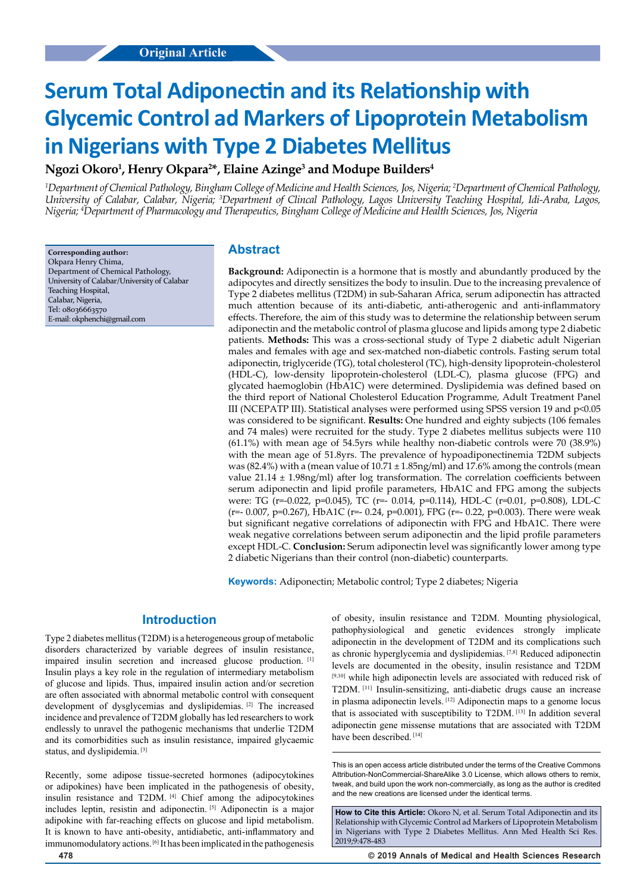Original Article

# Serum Total Adiponectin and its Relationship with Glycemic Control ad Markers of Lipoprotein Metabolism in Nigerians with Type 2 Diabetes Mellitus

**Ngozi Okoro[1], Henry Okpara[2]*, Elaine Azinge[3] and Modupe Builders[4]**

*[1]Department of Chemical Pathology, Bingham College of Medicine and Health Sciences, Jos, Nigeria; [2]Department of Chemical Pathology, University of Calabar, Calabar, Nigeria; [3]Department of Clincal Pathology, Lagos University Teaching Hospital, Idi-Araba, Lagos, Nigeria; [4]Department of Pharmacology and Therapeutics, Bingham College of Medicine and Health Sciences, Jos, Nigeria*

**Corresponding author:**
Okpara Henry Chima,
Department of Chemical Pathology,
University of Calabar/University of Calabar Teaching Hospital,
Calabar, Nigeria,
Tel: 08036663570
E-mail: okphenchi@gmail.com

## Abstract

**Background:** Adiponectin is a hormone that is mostly and abundantly produced by the adipocytes and directly sensitizes the body to insulin. Due to the increasing prevalence of Type 2 diabetes mellitus (T2DM) in sub-Saharan Africa, serum adiponectin has attracted much attention because of its anti-diabetic, anti-atherogenic and anti-inflammatory effects. Therefore, the aim of this study was to determine the relationship between serum adiponectin and the metabolic control of plasma glucose and lipids among type 2 diabetic patients. **Methods:** This was a cross-sectional study of Type 2 diabetic adult Nigerian males and females with age and sex-matched non-diabetic controls. Fasting serum total adiponectin, triglyceride (TG), total cholesterol (TC), high-density lipoprotein-cholesterol (HDL-C), low-density lipoprotein-cholesterol (LDL-C), plasma glucose (FPG) and glycated haemoglobin (HbA1C) were determined. Dyslipidemia was defined based on the third report of National Cholesterol Education Programme, Adult Treatment Panel III (NCEPATP III). Statistical analyses were performed using SPSS version 19 and $p<0.05$ was considered to be significant. **Results:** One hundred and eighty subjects (106 females and 74 males) were recruited for the study. Type 2 diabetes mellitus subjects were 110 (61.1%) with mean age of 54.5yrs while healthy non-diabetic controls were 70 (38.9%) with the mean age of 51.8yrs. The prevalence of hypoadiponectinemia T2DM subjects was (82.4%) with a (mean value of 10.71 ± 1.85ng/ml) and 17.6% among the controls (mean value 21.14 ± 1.98ng/ml) after log transformation. The correlation coefficients between serum adiponectin and lipid profile parameters, HbA1C and FPG among the subjects were: TG ($r=-0.022$, $p=0.045$), TC ($r=-0.014$, $p=0.114$), HDL-C ($r=0.01$, $p=0.808$), LDL-C ($r=-0.007$, $p=0.267$), HbA1C ($r=-0.24$, $p=0.001$), FPG ($r=-0.22$, $p=0.003$). There were weak but significant negative correlations of adiponectin with FPG and HbA1C. There were weak negative correlations between serum adiponectin and the lipid profile parameters except HDL-C. **Conclusion:** Serum adiponectin level was significantly lower among type 2 diabetic Nigerians than their control (non-diabetic) counterparts.

**Keywords:** Adiponectin; Metabolic control; Type 2 diabetes; Nigeria

## Introduction

Type 2 diabetes mellitus (T2DM) is a heterogeneous group of metabolic disorders characterized by variable degrees of insulin resistance, impaired insulin secretion and increased glucose production. [1] Insulin plays a key role in the regulation of intermediary metabolism of glucose and lipids. Thus, impaired insulin action and/or secretion are often associated with abnormal metabolic control with consequent development of dysglycemias and dyslipidemias. [2] The increased incidence and prevalence of T2DM globally has led researchers to work endlessly to unravel the pathogenic mechanisms that underlie T2DM and its comorbidities such as insulin resistance, impaired glycaemic status, and dyslipidemia. [3]

Recently, some adipose tissue-secreted hormones (adipocytokines or adipokines) have been implicated in the pathogenesis of obesity, insulin resistance and T2DM. [4] Chief among the adipocytokines includes leptin, resistin and adiponectin. [5] Adiponectin is a major adipokine with far-reaching effects on glucose and lipid metabolism. It is known to have anti-obesity, antidiabetic, anti-inflammatory and immunomodulatory actions. [6] It has been implicated in the pathogenesis of obesity, insulin resistance and T2DM. Mounting physiological, pathophysiological and genetic evidences strongly implicate adiponectin in the development of T2DM and its complications such as chronic hyperglycemia and dyslipidemias. [7,8] Reduced adiponectin levels are documented in the obesity, insulin resistance and T2DM [9,10] while high adiponectin levels are associated with reduced risk of T2DM. [11] Insulin-sensitizing, anti-diabetic drugs cause an increase in plasma adiponectin levels. [12] Adiponectin maps to a genome locus that is associated with susceptibility to T2DM. [13] In addition several adiponectin gene missense mutations that are associated with T2DM have been described. [14]

This is an open access article distributed under the terms of the Creative Commons Attribution-NonCommercial-ShareAlike 3.0 License, which allows others to remix, tweak, and build upon the work non-commercially, as long as the author is credited and the new creations are licensed under the identical terms.

**How to Cite this Article:** Okoro N, et al. Serum Total Adiponectin and its Relationship with Glycemic Control ad Markers of Lipoprotein Metabolism in Nigerians with Type 2 Diabetes Mellitus. Ann Med Health Sci Res. 2019;9:478-483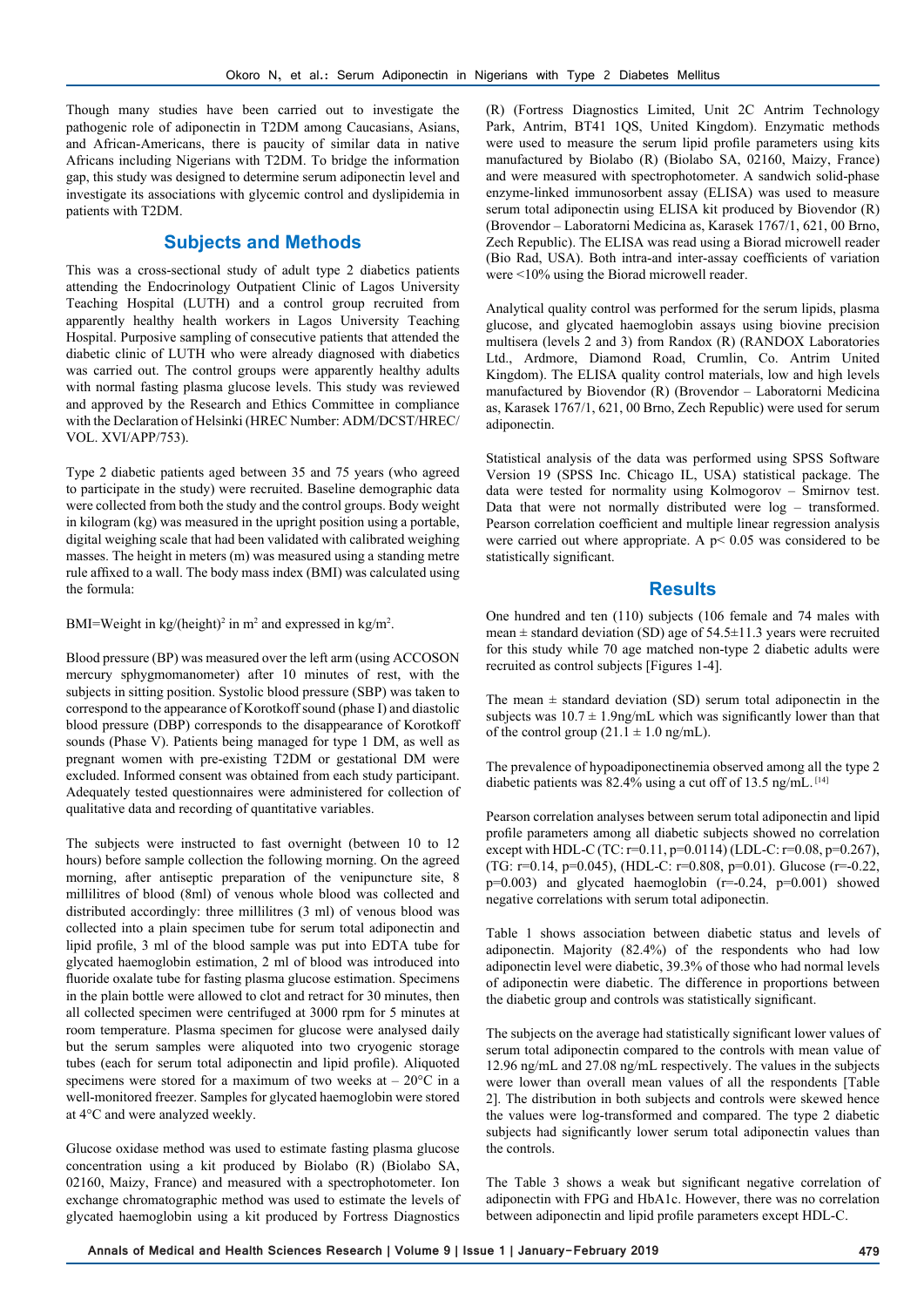Though many studies have been carried out to investigate the pathogenic role of adiponectin in T2DM among Caucasians, Asians, and African-Americans, there is paucity of similar data in native Africans including Nigerians with T2DM. To bridge the information gap, this study was designed to determine serum adiponectin level and investigate its associations with glycemic control and dyslipidemia in patients with T2DM.

## Subjects and Methods

This was a cross-sectional study of adult type 2 diabetics patients attending the Endocrinology Outpatient Clinic of Lagos University Teaching Hospital (LUTH) and a control group recruited from apparently healthy health workers in Lagos University Teaching Hospital. Purposive sampling of consecutive patients that attended the diabetic clinic of LUTH who were already diagnosed with diabetics was carried out. The control groups were apparently healthy adults with normal fasting plasma glucose levels. This study was reviewed and approved by the Research and Ethics Committee in compliance with the Declaration of Helsinki (HREC Number: ADM/DCST/HREC/VOL. XVI/APP/753).

Type 2 diabetic patients aged between 35 and 75 years (who agreed to participate in the study) were recruited. Baseline demographic data were collected from both the study and the control groups. Body weight in kilogram (kg) was measured in the upright position using a portable, digital weighing scale that had been validated with calibrated weighing masses. The height in meters (m) was measured using a standing metre rule affixed to a wall. The body mass index (BMI) was calculated using the formula:

BMI=Weight in kg/(height)$^2$ in m$^2$ and expressed in kg/m$^2$.

Blood pressure (BP) was measured over the left arm (using ACCOSON mercury sphygmomanometer) after 10 minutes of rest, with the subjects in sitting position. Systolic blood pressure (SBP) was taken to correspond to the appearance of Korotkoff sound (phase I) and diastolic blood pressure (DBP) corresponds to the disappearance of Korotkoff sounds (Phase V). Patients being managed for type 1 DM, as well as pregnant women with pre-existing T2DM or gestational DM were excluded. Informed consent was obtained from each study participant. Adequately tested questionnaires were administered for collection of qualitative data and recording of quantitative variables.

The subjects were instructed to fast overnight (between 10 to 12 hours) before sample collection the following morning. On the agreed morning, after antiseptic preparation of the venipuncture site, 8 millilitres of blood (8ml) of venous whole blood was collected and distributed accordingly: three millilitres (3 ml) of venous blood was collected into a plain specimen tube for serum total adiponectin and lipid profile, 3 ml of the blood sample was put into EDTA tube for glycated haemoglobin estimation, 2 ml of blood was introduced into fluoride oxalate tube for fasting plasma glucose estimation. Specimens in the plain bottle were allowed to clot and retract for 30 minutes, then all collected specimen were centrifuged at 3000 rpm for 5 minutes at room temperature. Plasma specimen for glucose were analysed daily but the serum samples were aliquoted into two cryogenic storage tubes (each for serum total adiponectin and lipid profile). Aliquoted specimens were stored for a maximum of two weeks at – 20°C in a well-monitored freezer. Samples for glycated haemoglobin were stored at 4°C and were analyzed weekly.

Glucose oxidase method was used to estimate fasting plasma glucose concentration using a kit produced by Biolabo (R) (Biolabo SA, 02160, Maizy, France) and measured with a spectrophotometer. Ion exchange chromatographic method was used to estimate the levels of glycated haemoglobin using a kit produced by Fortress Diagnostics (R) (Fortress Diagnostics Limited, Unit 2C Antrim Technology Park, Antrim, BT41 1QS, United Kingdom). Enzymatic methods were used to measure the serum lipid profile parameters using kits manufactured by Biolabo (R) (Biolabo SA, 02160, Maizy, France) and were measured with spectrophotometer. A sandwich solid-phase enzyme-linked immunosorbent assay (ELISA) was used to measure serum total adiponectin using ELISA kit produced by Biovendor (R) (Brovendor – Laboratorni Medicina as, Karasek 1767/1, 621, 00 Brno, Zech Republic). The ELISA was read using a Biorad microwell reader (Bio Rad, USA). Both intra-and inter-assay coefficients of variation were <10% using the Biorad microwell reader.

Analytical quality control was performed for the serum lipids, plasma glucose, and glycated haemoglobin assays using biovine precision multisera (levels 2 and 3) from Randox (R) (RANDOX Laboratories Ltd., Ardmore, Diamond Road, Crumlin, Co. Antrim United Kingdom). The ELISA quality control materials, low and high levels manufactured by Biovendor (R) (Brovendor – Laboratorni Medicina as, Karasek 1767/1, 621, 00 Brno, Zech Republic) were used for serum adiponectin.

Statistical analysis of the data was performed using SPSS Software Version 19 (SPSS Inc. Chicago IL, USA) statistical package. The data were tested for normality using Kolmogorov – Smirnov test. Data that were not normally distributed were log – transformed. Pearson correlation coefficient and multiple linear regression analysis were carried out where appropriate. A $p< 0.05$ was considered to be statistically significant.

## Results

One hundred and ten (110) subjects (106 female and 74 males with mean ± standard deviation (SD) age of 54.5±11.3 years were recruited for this study while 70 age matched non-type 2 diabetic adults were recruited as control subjects [Figures 1-4].

The mean ± standard deviation (SD) serum total adiponectin in the subjects was 10.7 ± 1.9ng/mL which was significantly lower than that of the control group (21.1 ± 1.0 ng/mL).

The prevalence of hypoadiponectinemia observed among all the type 2 diabetic patients was 82.4% using a cut off of 13.5 ng/mL. [14]

Pearson correlation analyses between serum total adiponectin and lipid profile parameters among all diabetic subjects showed no correlation except with HDL-C (TC: r=0.11, p=0.0114) (LDL-C: r=0.08, p=0.267), (TG: r=0.14, p=0.045), (HDL-C: r=0.808, p=0.01). Glucose (r=-0.22, p=0.003) and glycated haemoglobin (r=-0.24, p=0.001) showed negative correlations with serum total adiponectin.

Table 1 shows association between diabetic status and levels of adiponectin. Majority (82.4%) of the respondents who had low adiponectin level were diabetic, 39.3% of those who had normal levels of adiponectin were diabetic. The difference in proportions between the diabetic group and controls was statistically significant.

The subjects on the average had statistically significant lower values of serum total adiponectin compared to the controls with mean value of 12.96 ng/mL and 27.08 ng/mL respectively. The values in the subjects were lower than overall mean values of all the respondents [Table 2]. The distribution in both subjects and controls were skewed hence the values were log-transformed and compared. The type 2 diabetic subjects had significantly lower serum total adiponectin values than the controls.

The Table 3 shows a weak but significant negative correlation of adiponectin with FPG and HbA1c. However, there was no correlation between adiponectin and lipid profile parameters except HDL-C.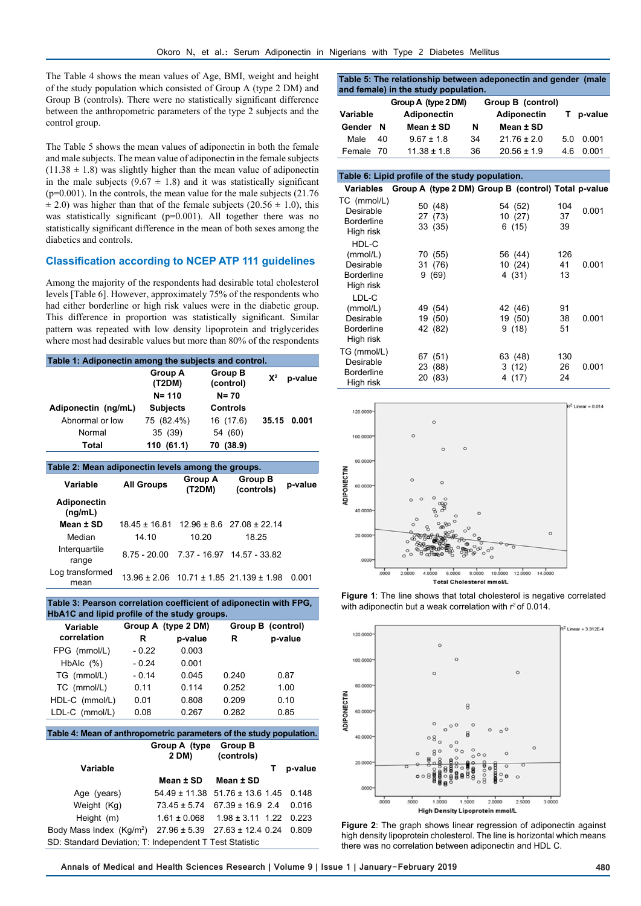The Table 4 shows the mean values of Age, BMI, weight and height of the study population which consisted of Group A (type 2 DM) and Group B (controls). There were no statistically significant difference between the anthropometric parameters of the type 2 subjects and the control group.

The Table 5 shows the mean values of adiponectin in both the female and male subjects. The mean value of adiponectin in the female subjects (11.38 ± 1.8) was slightly higher than the mean value of adiponectin in the male subjects (9.67 ± 1.8) and it was statistically significant (p=0.001). In the controls, the mean value for the male subjects (21.76 ± 2.0) was higher than that of the female subjects (20.56 ± 1.0), this was statistically significant (p=0.001). All together there was no statistically significant difference in the mean of both sexes among the diabetics and controls.

## Classification according to NCEP ATP 111 guidelines

Among the majority of the respondents had desirable total cholesterol levels [Table 6]. However, approximately 75% of the respondents who had either borderline or high risk values were in the diabetic group. This difference in proportion was statistically significant. Similar pattern was repeated with low density lipoprotein and triglycerides where most had desirable values but more than 80% of the respondents

**Table 1: Adiponectin among the subjects and control.**

| | Group A (T2DM) | Group B (control) | $X^2$ | p-value |
|---|---|---|---|---|
| | N= 110 | N= 70 | | |
| Adiponectin (ng/mL) | Subjects | Controls | | |
| Abnormal or low | 75 (82.4%) | 16 (17.6) | 35.15 | 0.001 |
| Normal | 35 (39) | 54 (60) | | |
| Total | 110 (61.1) | 70 (38.9) | | |

**Table 2: Mean adiponectin levels among the groups.**

| Variable | All Groups | Group A (T2DM) | Group B (controls) | p-value |
|---|---|---|---|---|
| Adiponectin (ng/mL) | | | | |
| Mean ± SD | 18.45 ± 16.81 | 12.96 ± 8.6 | 27.08 ± 22.14 | |
| Median | 14.10 | 10.20 | 18.25 | |
| Interquartile range | 8.75 - 20.00 | 7.37 - 16.97 | 14.57 - 33.82 | |
| Log transformed mean | 13.96 ± 2.06 | 10.71 ± 1.85 | 21.139 ± 1.98 | 0.001 |

**Table 3: Pearson correlation coefficient of adiponectin with FPG, HbA1C and lipid profile of the study groups.**

| Variable correlation | Group A (type 2 DM) | | Group B (control) | |
|---|---|---|---|---|
| | R | p-value | R | p-value |
| FPG (mmol/L) | - 0.22 | 0.003 | | |
| HbAlc (%) | - 0.24 | 0.001 | | |
| TG (mmol/L) | - 0.14 | 0.045 | 0.240 | 0.87 |
| TC (mmol/L) | 0.11 | 0.114 | 0.252 | 1.00 |
| HDL-C (mmol/L) | 0.01 | 0.808 | 0.209 | 0.10 |
| LDL-C (mmol/L) | 0.08 | 0.267 | 0.282 | 0.85 |

**Table 4: Mean of anthropometric parameters of the study population.**

| Variable | Group A (type 2 DM) | Group B (controls) | T | p-value |
|---|---|---|---|---|
| | Mean ± SD | Mean ± SD | | |
| Age (years) | 54.49 ± 11.38 | 51.76 ± 13.6 | 1.45 | 0.148 |
| Weight (Kg) | 73.45 ± 5.74 | 67.39 ± 16.9 | 2.4 | 0.016 |
| Height (m) | 1.61 ± 0.068 | 1.98 ± 3.11 | 1.22 | 0.223 |
| Body Mass Index (Kg/m²) | 27.96 ± 5.39 | 27.63 ± 12.4 | 0.24 | 0.809 |

SD: Standard Deviation; T: Independent T Test Statistic

**Table 5: The relationship between adeponectin and gender (male and female) in the study population.**

| Variable | | Group A (type 2 DM) Adiponectin | | Group B (control) Adiponectin | T | p-value |
|---|---|---|---|---|---|---|
| Gender | N | Mean ± SD | N | Mean ± SD | | |
| Male | 40 | 9.67 ± 1.8 | 34 | 21.76 ± 2.0 | 5.0 | 0.001 |
| Female | 70 | 11.38 ± 1.8 | 36 | 20.56 ± 1.9 | 4.6 | 0.001 |

**Table 6: Lipid profile of the study population.**

| Variables | Group A (type 2 DM) | Group B (control) | Total | p-value |
|---|---|---|---|---|
| TC (mmol/L) | | | | |
| Desirable | 50 (48) | 54 (52) | 104 | 0.001 |
| Borderline | 27 (73) | 10 (27) | 37 | |
| High risk | 33 (35) | 6 (15) | 39 | |
| HDL-C (mmol/L) | | | | |
| Desirable | 70 (55) | 56 (44) | 126 | |
| Borderline | 31 (76) | 10 (24) | 41 | 0.001 |
| High risk | 9 (69) | 4 (31) | 13 | |
| LDL-C (mmol/L) | | | | |
| Desirable | 49 (54) | 42 (46) | 91 | |
| Borderline | 19 (50) | 19 (50) | 38 | 0.001 |
| High risk | 42 (82) | 9 (18) | 51 | |
| TG (mmol/L) | | | | |
| Desirable | 67 (51) | 63 (48) | 130 | |
| Borderline | 23 (88) | 3 (12) | 26 | 0.001 |
| High risk | 20 (83) | 4 (17) | 24 | |

**Figure 1**: The line shows that total cholesterol is negative correlated with adiponectin but a weak correlation with $r^2$ of 0.014.

**Figure 2**: The graph shows linear regression of adiponectin against high density lipoprotein cholesterol. The line is horizontal which means there was no correlation between adiponectin and HDL C.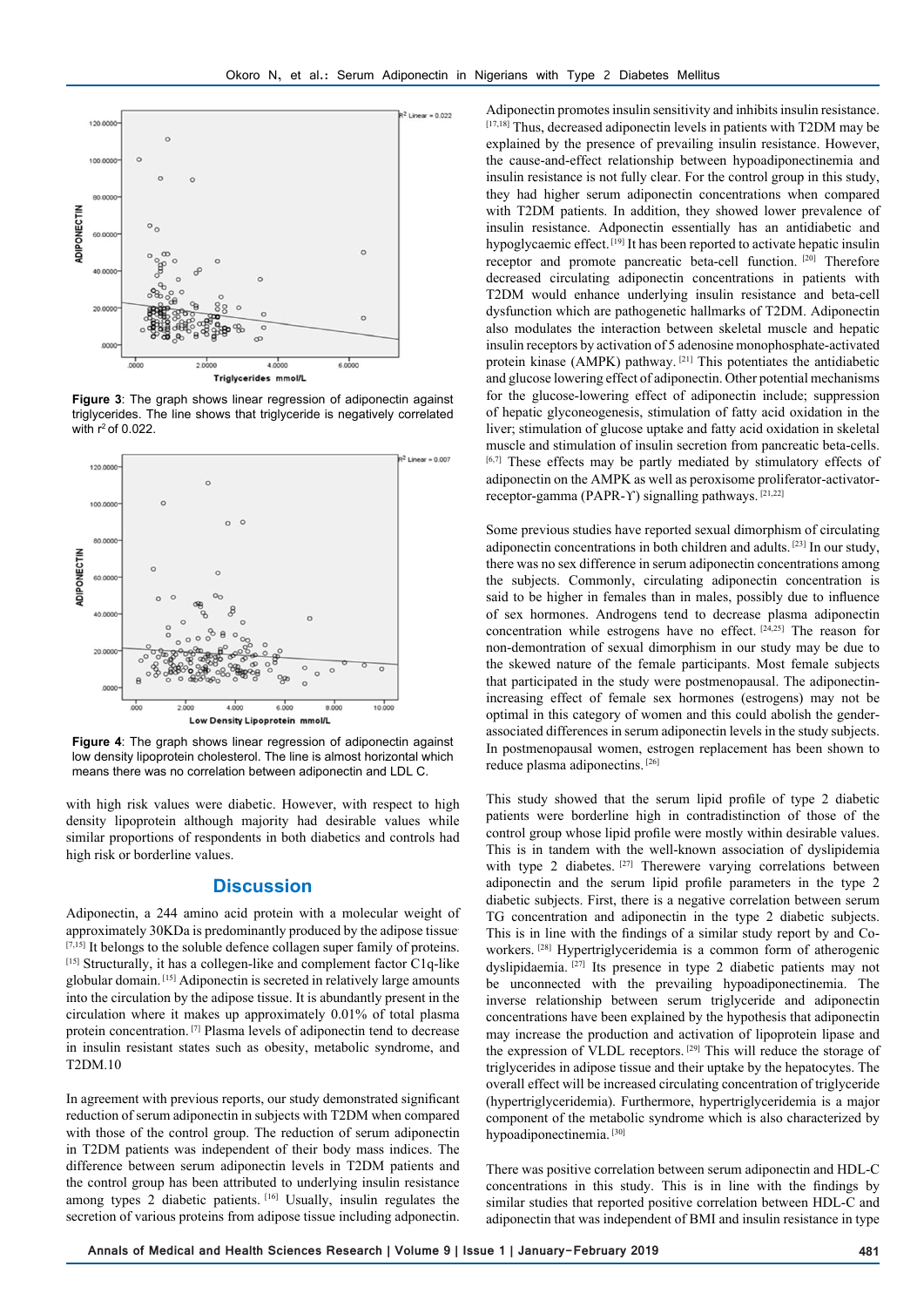Figure 3: The graph shows linear regression of adiponectin against triglycerides. The line shows that triglyceride is negatively correlated with $r^2$ of 0.022.

Figure 4: The graph shows linear regression of adiponectin against low density lipoprotein cholesterol. The line is almost horizontal which means there was no correlation between adiponectin and LDL C.

with high risk values were diabetic. However, with respect to high density lipoprotein although majority had desirable values while similar proportions of respondents in both diabetics and controls had high risk or borderline values.

## Discussion

Adiponectin, a 244 amino acid protein with a molecular weight of approximately 30KDa is predominantly produced by the adipose tissue[7,15] It belongs to the soluble defence collagen super family of proteins.[15] Structurally, it has a collegen-like and complement factor C1q-like globular domain.[15] Adiponectin is secreted in relatively large amounts into the circulation by the adipose tissue. It is abundantly present in the circulation where it makes up approximately 0.01% of total plasma protein concentration.[7] Plasma levels of adiponectin tend to decrease in insulin resistant states such as obesity, metabolic syndrome, and T2DM.10

In agreement with previous reports, our study demonstrated significant reduction of serum adiponectin in subjects with T2DM when compared with those of the control group. The reduction of serum adiponectin in T2DM patients was independent of their body mass indices. The difference between serum adiponectin levels in T2DM patients and the control group has been attributed to underlying insulin resistance among types 2 diabetic patients.[16] Usually, insulin regulates the secretion of various proteins from adipose tissue including adiponectin. Adiponectin promotes insulin sensitivity and inhibits insulin resistance.[17,18] Thus, decreased adiponectin levels in patients with T2DM may be explained by the presence of prevailing insulin resistance. However, the cause-and-effect relationship between hypoadiponectinemia and insulin resistance is not fully clear. For the control group in this study, they had higher serum adiponectin concentrations when compared with T2DM patients. In addition, they showed lower prevalence of insulin resistance. Adponectin essentially has an antidiabetic and hypoglycaemic effect.[19] It has been reported to activate hepatic insulin receptor and promote pancreatic beta-cell function.[20] Therefore decreased circulating adiponectin concentrations in patients with T2DM would enhance underlying insulin resistance and beta-cell dysfunction which are pathogenetic hallmarks of T2DM. Adiponectin also modulates the interaction between skeletal muscle and hepatic insulin receptors by activation of 5 adenosine monophosphate-activated protein kinase (AMPK) pathway.[21] This potentiates the antidiabetic and glucose lowering effect of adiponectin. Other potential mechanisms for the glucose-lowering effect of adiponectin include; suppression of hepatic glyconeogenesis, stimulation of fatty acid oxidation in the liver; stimulation of glucose uptake and fatty acid oxidation in skeletal muscle and stimulation of insulin secretion from pancreatic beta-cells.[6,7] These effects may be partly mediated by stimulatory effects of adiponectin on the AMPK as well as peroxisome proliferator-activator-receptor-gamma (PAPR-ϒ) signalling pathways.[21,22]

Some previous studies have reported sexual dimorphism of circulating adiponectin concentrations in both children and adults.[23] In our study, there was no sex difference in serum adiponectin concentrations among the subjects. Commonly, circulating adiponectin concentration is said to be higher in females than in males, possibly due to influence of sex hormones. Androgens tend to decrease plasma adiponectin concentration while estrogens have no effect.[24,25] The reason for non-demontration of sexual dimorphism in our study may be due to the skewed nature of the female participants. Most female subjects that participated in the study were postmenopausal. The adiponectin-increasing effect of female sex hormones (estrogens) may not be optimal in this category of women and this could abolish the gender-associated differences in serum adiponectin levels in the study subjects. In postmenopausal women, estrogen replacement has been shown to reduce plasma adiponectins.[26]

This study showed that the serum lipid profile of type 2 diabetic patients were borderline high in contradistinction of those of the control group whose lipid profile were mostly within desirable values. This is in tandem with the well-known association of dyslipidemia with type 2 diabetes.[27] Therewere varying correlations between adiponectin and the serum lipid profile parameters in the type 2 diabetic subjects. First, there is a negative correlation between serum TG concentration and adiponectin in the type 2 diabetic subjects. This is in line with the findings of a similar study report by and Co-workers.[28] Hypertriglyceridemia is a common form of atherogenic dyslipidaemia.[27] Its presence in type 2 diabetic patients may not be unconnected with the prevailing hypoadiponectinemia. The inverse relationship between serum triglyceride and adiponectin concentrations have been explained by the hypothesis that adiponectin may increase the production and activation of lipoprotein lipase and the expression of VLDL receptors.[29] This will reduce the storage of triglycerides in adipose tissue and their uptake by the hepatocytes. The overall effect will be increased circulating concentration of triglyceride (hypertriglyceridemia). Furthermore, hypertriglyceridemia is a major component of the metabolic syndrome which is also characterized by hypoadiponectinemia.[30]

There was positive correlation between serum adiponectin and HDL-C concentrations in this study. This is in line with the findings by similar studies that reported positive correlation between HDL-C and adiponectin that was independent of BMI and insulin resistance in type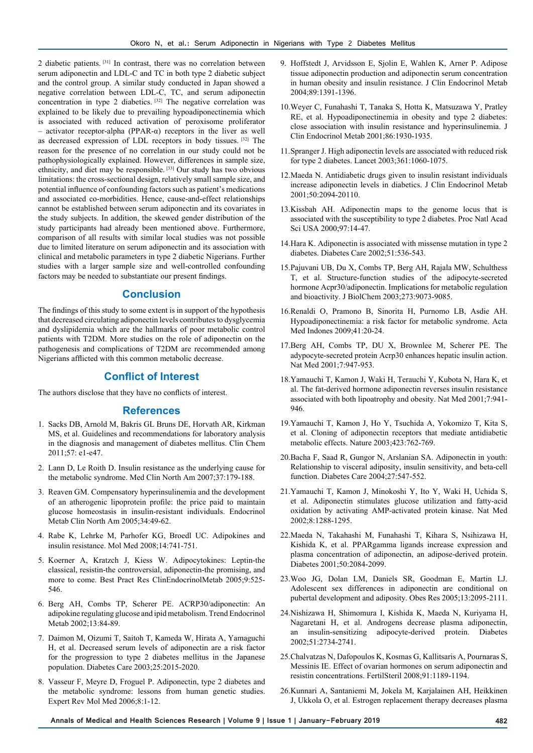2 diabetic patients.[31] In contrast, there was no correlation between serum adiponectin and LDL-C and TC in both type 2 diabetic subject and the control group. A similar study conducted in Japan showed a negative correlation between LDL-C, TC, and serum adiponectin concentration in type 2 diabetics.[32] The negative correlation was explained to be likely due to prevailing hypoadiponectinemia which is associated with reduced activation of peroxisome proliferator – activator receptor-alpha (PPAR-α) receptors in the liver as well as decreased expression of LDL receptors in body tissues.[32] The reason for the presence of no correlation in our study could not be pathophysiologically explained. However, differences in sample size, ethnicity, and diet may be responsible.[33] Our study has two obvious limitations: the cross-sectional design, relatively small sample size, and potential influence of confounding factors such as patient's medications and associated co-morbidities. Hence, cause-and-effect relationships cannot be established between serum adiponectin and its covariates in the study subjects. In addition, the skewed gender distribution of the study participants had already been mentioned above. Furthermore, comparison of all results with similar local studies was not possible due to limited literature on serum adiponectin and its association with clinical and metabolic parameters in type 2 diabetic Nigerians. Further studies with a larger sample size and well-controlled confounding factors may be needed to substantiate our present findings.

## Conclusion

The findings of this study to some extent is in support of the hypothesis that decreased circulating adiponectin levels contributes to dysglycemia and dyslipidemia which are the hallmarks of poor metabolic control patients with T2DM. More studies on the role of adiponectin on the pathogenesis and complications of T2DM are recommended among Nigerians afflicted with this common metabolic decrease.

## Conflict of Interest

The authors disclose that they have no conflicts of interest.

## References

1. Sacks DB, Arnold M, Bakris GL Bruns DE, Horvath AR, Kirkman MS, et al. Guidelines and recommendations for laboratory analysis in the diagnosis and management of diabetes mellitus. Clin Chem 2011;57: e1-e47.
2. Lann D, Le Roith D. Insulin resistance as the underlying cause for the metabolic syndrome. Med Clin North Am 2007;37:179-188.
3. Reaven GM. Compensatory hyperinsulinemia and the development of an atherogenic lipoprotein profile: the price paid to maintain glucose homeostasis in insulin-resistant individuals. Endocrinol Metab Clin North Am 2005;34:49-62.
4. Rabe K, Lehrke M, Parhofer KG, Broedl UC. Adipokines and insulin resistance. Mol Med 2008;14:741-751.
5. Koerner A, Kratzch J, Kiess W. Adipocytokines: Leptin-the classical, resistin-the controversial, adiponectin-the promising, and more to come. Best Pract Res ClinEndocrinolMetab 2005;9:525-546.
6. Berg AH, Combs TP, Scherer PE. ACRP30/adiponectin: An adipokine regulating glucose and ipid metabolism. Trend Endocrinol Metab 2002;13:84-89.
7. Daimon M, Oizumi T, Saitoh T, Kameda W, Hirata A, Yamaguchi H, et al. Decreased serum levels of adiponectin are a risk factor for the progression to type 2 diabetes mellitus in the Japanese population. Diabetes Care 2003;25:2015-2020.
8. Vasseur F, Meyre D, Froguel P. Adiponectin, type 2 diabetes and the metabolic syndrome: lessons from human genetic studies. Expert Rev Mol Med 2006;8:1-12.
9. Hoffstedt J, Arvidsson E, Sjolin E, Wahlen K, Arner P. Adipose tissue adiponectin production and adiponectin serum concentration in human obesity and insulin resistance. J Clin Endocrinol Metab 2004;89:1391-1396.
10. Weyer C, Funahashi T, Tanaka S, Hotta K, Matsuzawa Y, Pratley RE, et al. Hypoadiponectinemia in obesity and type 2 diabetes: close association with insulin resistance and hyperinsulinemia. J Clin Endocrinol Metab 2001;86:1930-1935.
11. Spranger J. High adiponectin levels are associated with reduced risk for type 2 diabetes. Lancet 2003;361:1060-1075.
12. Maeda N. Antidiabetic drugs given to insulin resistant individuals increase adiponectin levels in diabetics. J Clin Endocrinol Metab 2001;50:2094-20110.
13. Kissbah AH. Adiponectin maps to the genome locus that is associated with the susceptibility to type 2 diabetes. Proc Natl Acad Sci USA 2000;97:14-47.
14. Hara K. Adiponectin is associated with missense mutation in type 2 diabetes. Diabetes Care 2002;51:536-543.
15. Pajuvani UB, Du X, Combs TP, Berg AH, Rajala MW, Schulthess T, et al. Structure-function studies of the adipocyte-secreted hormone Acpr30/adiponectin. Implications for metabolic regulation and bioactivity. J BiolChem 2003;273:9073-9085.
16. Renaldi O, Pramono B, Sinorita H, Purnomo LB, Asdie AH. Hypoadiponectinemia: a risk factor for metabolic syndrome. Acta Med Indones 2009;41:20-24.
17. Berg AH, Combs TP, DU X, Brownlee M, Scherer PE. The adypocyte-secreted protein Acrp30 enhances hepatic insulin action. Nat Med 2001;7:947-953.
18. Yamauchi T, Kamon J, Waki H, Terauchi Y, Kubota N, Hara K, et al. The fat-derived hormone adiponectin reverses insulin resistance associated with both lipoatrophy and obesity. Nat Med 2001;7:941-946.
19. Yamauchi T, Kamon J, Ho Y, Tsuchida A, Yokomizo T, Kita S, et al. Cloning of adiponectin receptors that mediate antidiabetic metabolic effects. Nature 2003;423:762-769.
20. Bacha F, Saad R, Gungor N, Arslanian SA. Adiponectin in youth: Relationship to visceral adiposity, insulin sensitivity, and beta-cell function. Diabetes Care 2004;27:547-552.
21. Yamauchi T, Kamon J, Minokoshi Y, Ito Y, Waki H, Uchida S, et al. Adiponectin stimulates glucose utilization and fatty-acid oxidation by activating AMP-activated protein kinase. Nat Med 2002;8:1288-1295.
22. Maeda N, Takahashi M, Funahashi T, Kihara S, Nsihizawa H, Kishida K, et al. PPARgamma ligands increase expression and plasma concentration of adiponectin, an adipose-derived protein. Diabetes 2001;50:2084-2099.
23. Woo JG, Dolan LM, Daniels SR, Goodman E, Martin LJ. Adolescent sex differences in adiponectin are conditional on pubertal development and adiposity. Obes Res 2005;13:2095-2111.
24. Nishizawa H, Shimomura I, Kishida K, Maeda N, Kuriyama H, Nagaretani H, et al. Androgens decrease plasma adiponectin, an insulin-sensitizing adipocyte-derived protein. Diabetes 2002;51:2734-2741.
25. Chalvatzas N, Dafopoulos K, Kosmas G, Kallitsaris A, Pournaras S, Messinis IE. Effect of ovarian hormones on serum adiponectin and resistin concentrations. FertilSteril 2008;91:1189-1194.
26. Kunnari A, Santaniemi M, Jokela M, Karjalainen AH, Heikkinen J, Ukkola O, et al. Estrogen replacement therapy decreases plasma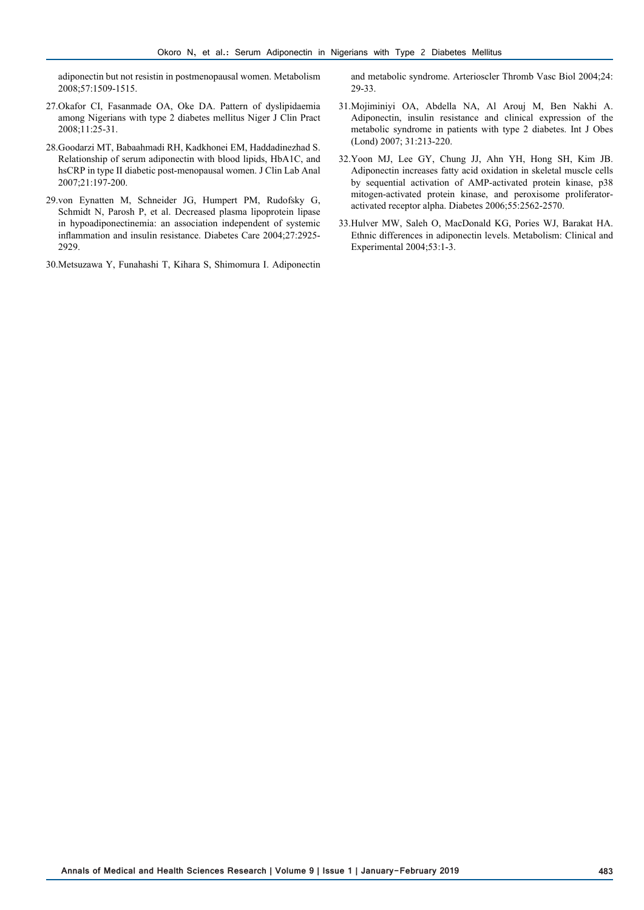adiponectin but not resistin in postmenopausal women. Metabolism 2008;57:1509-1515.

27. Okafor CI, Fasanmade OA, Oke DA. Pattern of dyslipidaemia among Nigerians with type 2 diabetes mellitus Niger J Clin Pract 2008;11:25-31.

28. Goodarzi MT, Babaahmadi RH, Kadkhonei EM, Haddadinezhad S. Relationship of serum adiponectin with blood lipids, HbA1C, and hsCRP in type II diabetic post-menopausal women. J Clin Lab Anal 2007;21:197-200.

29. von Eynatten M, Schneider JG, Humpert PM, Rudofsky G, Schmidt N, Parosh P, et al. Decreased plasma lipoprotein lipase in hypoadiponectinemia: an association independent of systemic inflammation and insulin resistance. Diabetes Care 2004;27:2925-2929.

30. Metsuzawa Y, Funahashi T, Kihara S, Shimomura I. Adiponectin and metabolic syndrome. Arterioscler Thromb Vasc Biol 2004;24: 29-33.

31. Mojiminiyi OA, Abdella NA, Al Arouj M, Ben Nakhi A. Adiponectin, insulin resistance and clinical expression of the metabolic syndrome in patients with type 2 diabetes. Int J Obes (Lond) 2007; 31:213-220.

32. Yoon MJ, Lee GY, Chung JJ, Ahn YH, Hong SH, Kim JB. Adiponectin increases fatty acid oxidation in skeletal muscle cells by sequential activation of AMP-activated protein kinase, p38 mitogen-activated protein kinase, and peroxisome proliferator-activated receptor alpha. Diabetes 2006;55:2562-2570.

33. Hulver MW, Saleh O, MacDonald KG, Pories WJ, Barakat HA. Ethnic differences in adiponectin levels. Metabolism: Clinical and Experimental 2004;53:1-3.